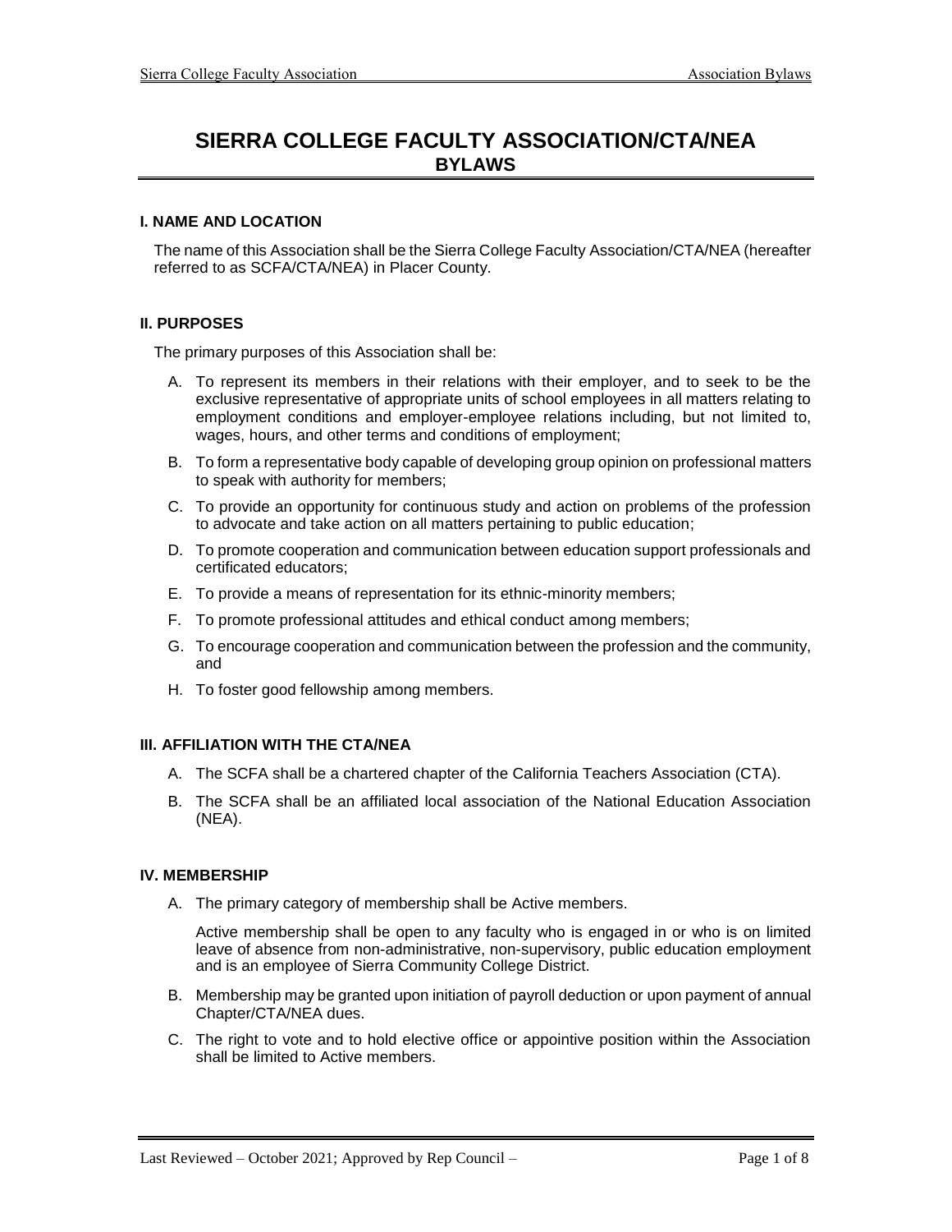# SIERRA COLLEGE FACULTY ASSOCIATION/CTA/NEA
## BYLAWS

### I. NAME AND LOCATION

The name of this Association shall be the Sierra College Faculty Association/CTA/NEA (hereafter referred to as SCFA/CTA/NEA) in Placer County.

### II. PURPOSES

The primary purposes of this Association shall be:

A. To represent its members in their relations with their employer, and to seek to be the exclusive representative of appropriate units of school employees in all matters relating to employment conditions and employer-employee relations including, but not limited to, wages, hours, and other terms and conditions of employment;

B. To form a representative body capable of developing group opinion on professional matters to speak with authority for members;

C. To provide an opportunity for continuous study and action on problems of the profession to advocate and take action on all matters pertaining to public education;

D. To promote cooperation and communication between education support professionals and certificated educators;

E. To provide a means of representation for its ethnic-minority members;

F. To promote professional attitudes and ethical conduct among members;

G. To encourage cooperation and communication between the profession and the community, and

H. To foster good fellowship among members.

### III. AFFILIATION WITH THE CTA/NEA

A. The SCFA shall be a chartered chapter of the California Teachers Association (CTA).

B. The SCFA shall be an affiliated local association of the National Education Association (NEA).

### IV. MEMBERSHIP

A. The primary category of membership shall be Active members.

Active membership shall be open to any faculty who is engaged in or who is on limited leave of absence from non-administrative, non-supervisory, public education employment and is an employee of Sierra Community College District.

B. Membership may be granted upon initiation of payroll deduction or upon payment of annual Chapter/CTA/NEA dues.

C. The right to vote and to hold elective office or appointive position within the Association shall be limited to Active members.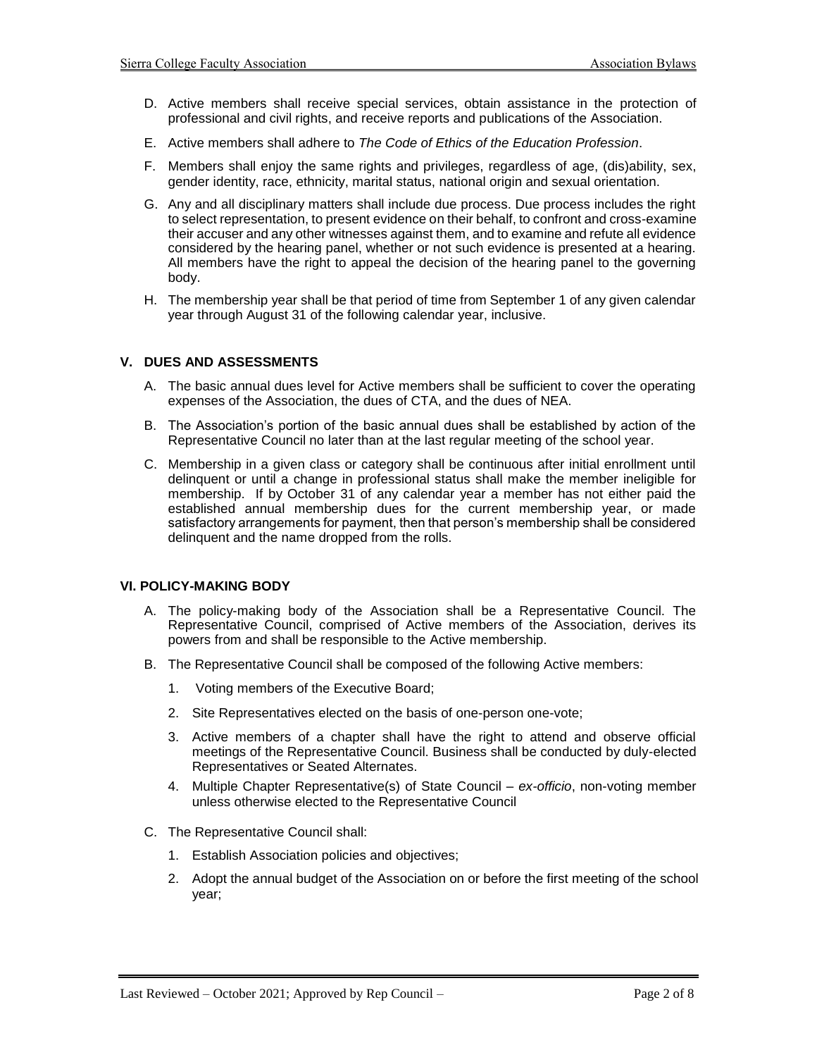D. Active members shall receive special services, obtain assistance in the protection of professional and civil rights, and receive reports and publications of the Association.

E. Active members shall adhere to *The Code of Ethics of the Education Profession*.

F. Members shall enjoy the same rights and privileges, regardless of age, (dis)ability, sex, gender identity, race, ethnicity, marital status, national origin and sexual orientation.

G. Any and all disciplinary matters shall include due process. Due process includes the right to select representation, to present evidence on their behalf, to confront and cross-examine their accuser and any other witnesses against them, and to examine and refute all evidence considered by the hearing panel, whether or not such evidence is presented at a hearing. All members have the right to appeal the decision of the hearing panel to the governing body.

H. The membership year shall be that period of time from September 1 of any given calendar year through August 31 of the following calendar year, inclusive.

## V. DUES AND ASSESSMENTS

A. The basic annual dues level for Active members shall be sufficient to cover the operating expenses of the Association, the dues of CTA, and the dues of NEA.

B. The Association's portion of the basic annual dues shall be established by action of the Representative Council no later than at the last regular meeting of the school year.

C. Membership in a given class or category shall be continuous after initial enrollment until delinquent or until a change in professional status shall make the member ineligible for membership. If by October 31 of any calendar year a member has not either paid the established annual membership dues for the current membership year, or made satisfactory arrangements for payment, then that person's membership shall be considered delinquent and the name dropped from the rolls.

## VI. POLICY-MAKING BODY

A. The policy-making body of the Association shall be a Representative Council. The Representative Council, comprised of Active members of the Association, derives its powers from and shall be responsible to the Active membership.

B. The Representative Council shall be composed of the following Active members:

1. Voting members of the Executive Board;
2. Site Representatives elected on the basis of one-person one-vote;
3. Active members of a chapter shall have the right to attend and observe official meetings of the Representative Council. Business shall be conducted by duly-elected Representatives or Seated Alternates.
4. Multiple Chapter Representative(s) of State Council – *ex-officio*, non-voting member unless otherwise elected to the Representative Council

C. The Representative Council shall:

1. Establish Association policies and objectives;
2. Adopt the annual budget of the Association on or before the first meeting of the school year;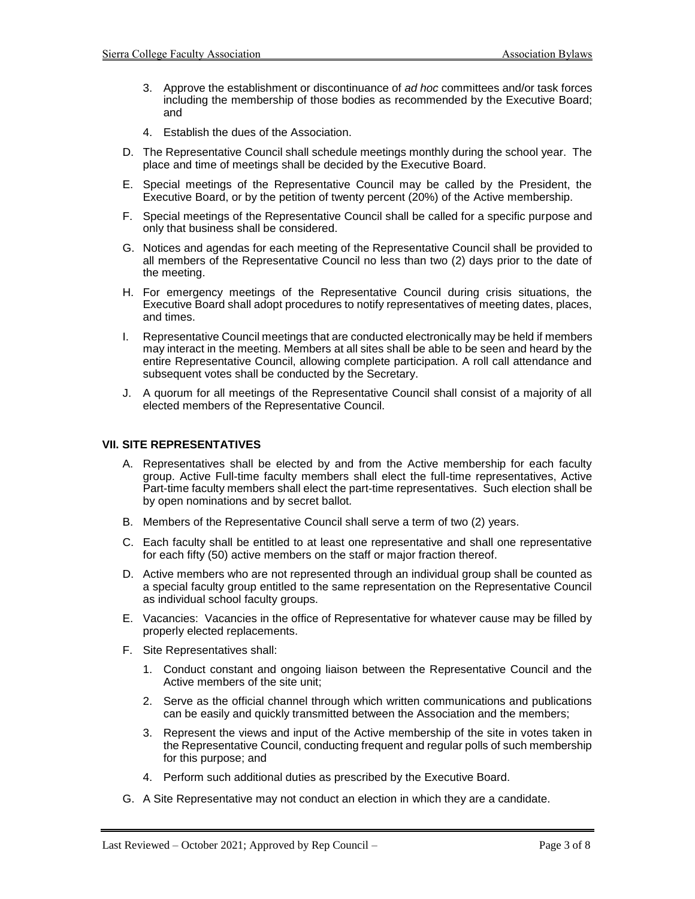3. Approve the establishment or discontinuance of *ad hoc* committees and/or task forces including the membership of those bodies as recommended by the Executive Board; and

4. Establish the dues of the Association.

D. The Representative Council shall schedule meetings monthly during the school year. The place and time of meetings shall be decided by the Executive Board.

E. Special meetings of the Representative Council may be called by the President, the Executive Board, or by the petition of twenty percent (20%) of the Active membership.

F. Special meetings of the Representative Council shall be called for a specific purpose and only that business shall be considered.

G. Notices and agendas for each meeting of the Representative Council shall be provided to all members of the Representative Council no less than two (2) days prior to the date of the meeting.

H. For emergency meetings of the Representative Council during crisis situations, the Executive Board shall adopt procedures to notify representatives of meeting dates, places, and times.

I. Representative Council meetings that are conducted electronically may be held if members may interact in the meeting. Members at all sites shall be able to be seen and heard by the entire Representative Council, allowing complete participation. A roll call attendance and subsequent votes shall be conducted by the Secretary.

J. A quorum for all meetings of the Representative Council shall consist of a majority of all elected members of the Representative Council.

## VII. SITE REPRESENTATIVES

A. Representatives shall be elected by and from the Active membership for each faculty group. Active Full-time faculty members shall elect the full-time representatives, Active Part-time faculty members shall elect the part-time representatives. Such election shall be by open nominations and by secret ballot.

B. Members of the Representative Council shall serve a term of two (2) years.

C. Each faculty shall be entitled to at least one representative and shall one representative for each fifty (50) active members on the staff or major fraction thereof.

D. Active members who are not represented through an individual group shall be counted as a special faculty group entitled to the same representation on the Representative Council as individual school faculty groups.

E. Vacancies: Vacancies in the office of Representative for whatever cause may be filled by properly elected replacements.

F. Site Representatives shall:

1. Conduct constant and ongoing liaison between the Representative Council and the Active members of the site unit;

2. Serve as the official channel through which written communications and publications can be easily and quickly transmitted between the Association and the members;

3. Represent the views and input of the Active membership of the site in votes taken in the Representative Council, conducting frequent and regular polls of such membership for this purpose; and

4. Perform such additional duties as prescribed by the Executive Board.

G. A Site Representative may not conduct an election in which they are a candidate.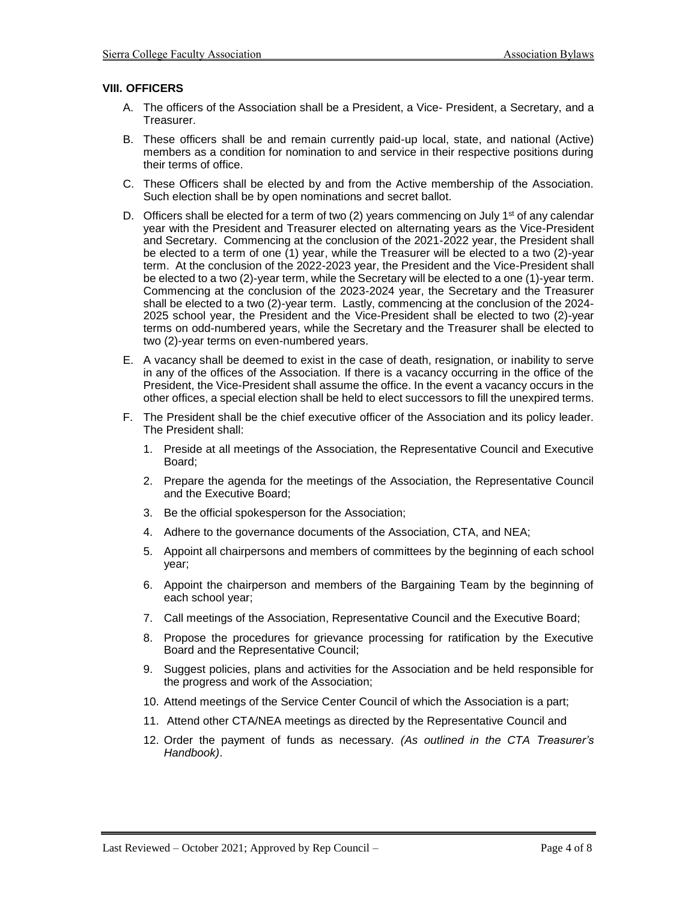### VIII. OFFICERS

A. The officers of the Association shall be a President, a Vice- President, a Secretary, and a Treasurer.

B. These officers shall be and remain currently paid-up local, state, and national (Active) members as a condition for nomination to and service in their respective positions during their terms of office.

C. These Officers shall be elected by and from the Active membership of the Association. Such election shall be by open nominations and secret ballot.

D. Officers shall be elected for a term of two (2) years commencing on July 1st of any calendar year with the President and Treasurer elected on alternating years as the Vice-President and Secretary. Commencing at the conclusion of the 2021-2022 year, the President shall be elected to a term of one (1) year, while the Treasurer will be elected to a two (2)-year term. At the conclusion of the 2022-2023 year, the President and the Vice-President shall be elected to a two (2)-year term, while the Secretary will be elected to a one (1)-year term. Commencing at the conclusion of the 2023-2024 year, the Secretary and the Treasurer shall be elected to a two (2)-year term. Lastly, commencing at the conclusion of the 2024-2025 school year, the President and the Vice-President shall be elected to two (2)-year terms on odd-numbered years, while the Secretary and the Treasurer shall be elected to two (2)-year terms on even-numbered years.

E. A vacancy shall be deemed to exist in the case of death, resignation, or inability to serve in any of the offices of the Association. If there is a vacancy occurring in the office of the President, the Vice-President shall assume the office. In the event a vacancy occurs in the other offices, a special election shall be held to elect successors to fill the unexpired terms.

F. The President shall be the chief executive officer of the Association and its policy leader. The President shall:

1. Preside at all meetings of the Association, the Representative Council and Executive Board;
2. Prepare the agenda for the meetings of the Association, the Representative Council and the Executive Board;
3. Be the official spokesperson for the Association;
4. Adhere to the governance documents of the Association, CTA, and NEA;
5. Appoint all chairpersons and members of committees by the beginning of each school year;
6. Appoint the chairperson and members of the Bargaining Team by the beginning of each school year;
7. Call meetings of the Association, Representative Council and the Executive Board;
8. Propose the procedures for grievance processing for ratification by the Executive Board and the Representative Council;
9. Suggest policies, plans and activities for the Association and be held responsible for the progress and work of the Association;
10. Attend meetings of the Service Center Council of which the Association is a part;
11. Attend other CTA/NEA meetings as directed by the Representative Council and
12. Order the payment of funds as necessary. *(As outlined in the CTA Treasurer's Handbook)*.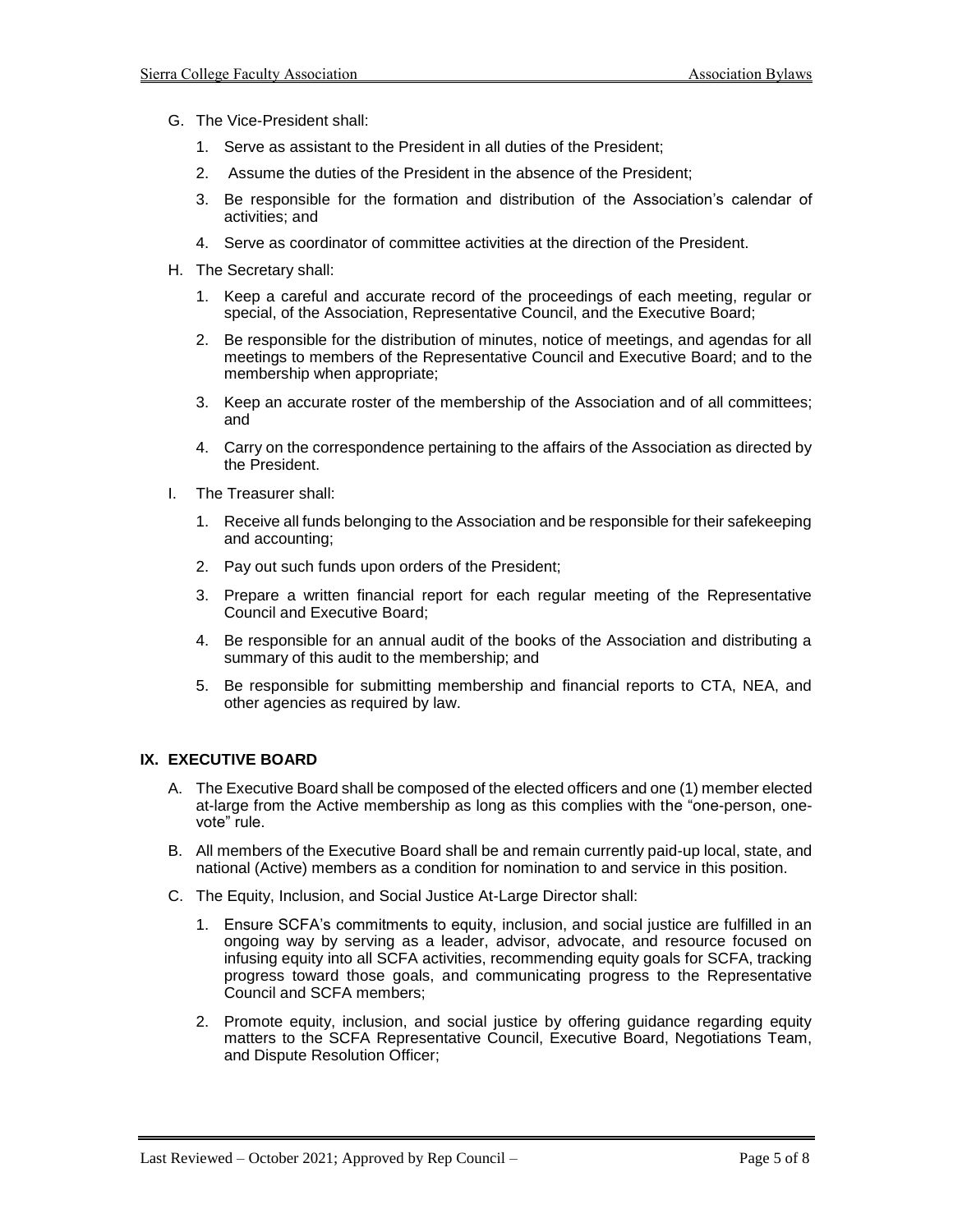G. The Vice-President shall:

   1. Serve as assistant to the President in all duties of the President;

   2. Assume the duties of the President in the absence of the President;

   3. Be responsible for the formation and distribution of the Association's calendar of activities; and

   4. Serve as coordinator of committee activities at the direction of the President.

H. The Secretary shall:

   1. Keep a careful and accurate record of the proceedings of each meeting, regular or special, of the Association, Representative Council, and the Executive Board;

   2. Be responsible for the distribution of minutes, notice of meetings, and agendas for all meetings to members of the Representative Council and Executive Board; and to the membership when appropriate;

   3. Keep an accurate roster of the membership of the Association and of all committees; and

   4. Carry on the correspondence pertaining to the affairs of the Association as directed by the President.

I. The Treasurer shall:

   1. Receive all funds belonging to the Association and be responsible for their safekeeping and accounting;

   2. Pay out such funds upon orders of the President;

   3. Prepare a written financial report for each regular meeting of the Representative Council and Executive Board;

   4. Be responsible for an annual audit of the books of the Association and distributing a summary of this audit to the membership; and

   5. Be responsible for submitting membership and financial reports to CTA, NEA, and other agencies as required by law.

## IX. EXECUTIVE BOARD

A. The Executive Board shall be composed of the elected officers and one (1) member elected at-large from the Active membership as long as this complies with the "one-person, one-vote" rule.

B. All members of the Executive Board shall be and remain currently paid-up local, state, and national (Active) members as a condition for nomination to and service in this position.

C. The Equity, Inclusion, and Social Justice At-Large Director shall:

   1. Ensure SCFA's commitments to equity, inclusion, and social justice are fulfilled in an ongoing way by serving as a leader, advisor, advocate, and resource focused on infusing equity into all SCFA activities, recommending equity goals for SCFA, tracking progress toward those goals, and communicating progress to the Representative Council and SCFA members;

   2. Promote equity, inclusion, and social justice by offering guidance regarding equity matters to the SCFA Representative Council, Executive Board, Negotiations Team, and Dispute Resolution Officer;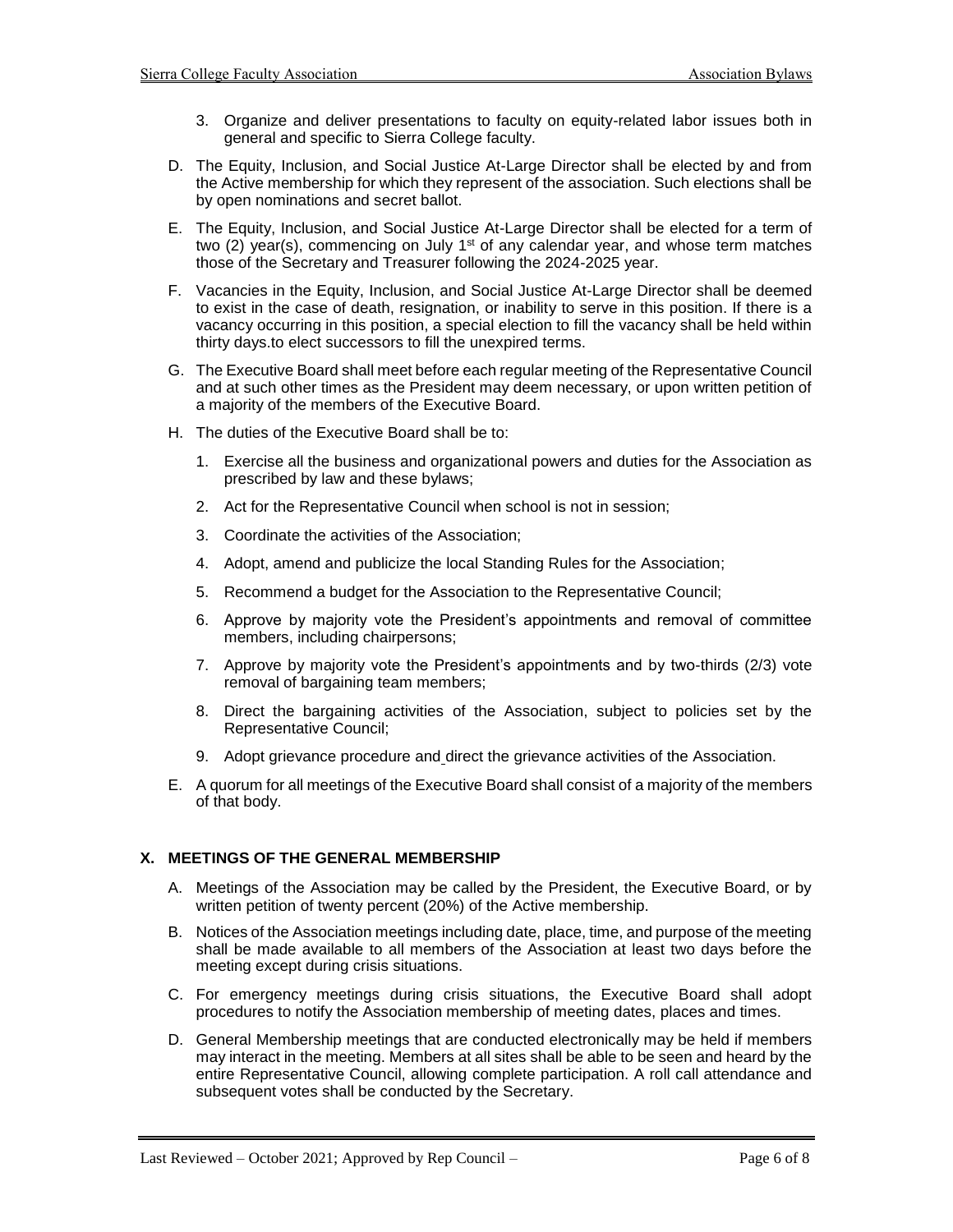3. Organize and deliver presentations to faculty on equity-related labor issues both in general and specific to Sierra College faculty.

D. The Equity, Inclusion, and Social Justice At-Large Director shall be elected by and from the Active membership for which they represent of the association. Such elections shall be by open nominations and secret ballot.

E. The Equity, Inclusion, and Social Justice At-Large Director shall be elected for a term of two (2) year(s), commencing on July 1st of any calendar year, and whose term matches those of the Secretary and Treasurer following the 2024-2025 year.

F. Vacancies in the Equity, Inclusion, and Social Justice At-Large Director shall be deemed to exist in the case of death, resignation, or inability to serve in this position. If there is a vacancy occurring in this position, a special election to fill the vacancy shall be held within thirty days.to elect successors to fill the unexpired terms.

G. The Executive Board shall meet before each regular meeting of the Representative Council and at such other times as the President may deem necessary, or upon written petition of a majority of the members of the Executive Board.

H. The duties of the Executive Board shall be to:

1. Exercise all the business and organizational powers and duties for the Association as prescribed by law and these bylaws;
2. Act for the Representative Council when school is not in session;
3. Coordinate the activities of the Association;
4. Adopt, amend and publicize the local Standing Rules for the Association;
5. Recommend a budget for the Association to the Representative Council;
6. Approve by majority vote the President's appointments and removal of committee members, including chairpersons;
7. Approve by majority vote the President's appointments and by two-thirds (2/3) vote removal of bargaining team members;
8. Direct the bargaining activities of the Association, subject to policies set by the Representative Council;
9. Adopt grievance procedure and direct the grievance activities of the Association.

E. A quorum for all meetings of the Executive Board shall consist of a majority of the members of that body.

## X. MEETINGS OF THE GENERAL MEMBERSHIP

A. Meetings of the Association may be called by the President, the Executive Board, or by written petition of twenty percent (20%) of the Active membership.

B. Notices of the Association meetings including date, place, time, and purpose of the meeting shall be made available to all members of the Association at least two days before the meeting except during crisis situations.

C. For emergency meetings during crisis situations, the Executive Board shall adopt procedures to notify the Association membership of meeting dates, places and times.

D. General Membership meetings that are conducted electronically may be held if members may interact in the meeting. Members at all sites shall be able to be seen and heard by the entire Representative Council, allowing complete participation. A roll call attendance and subsequent votes shall be conducted by the Secretary.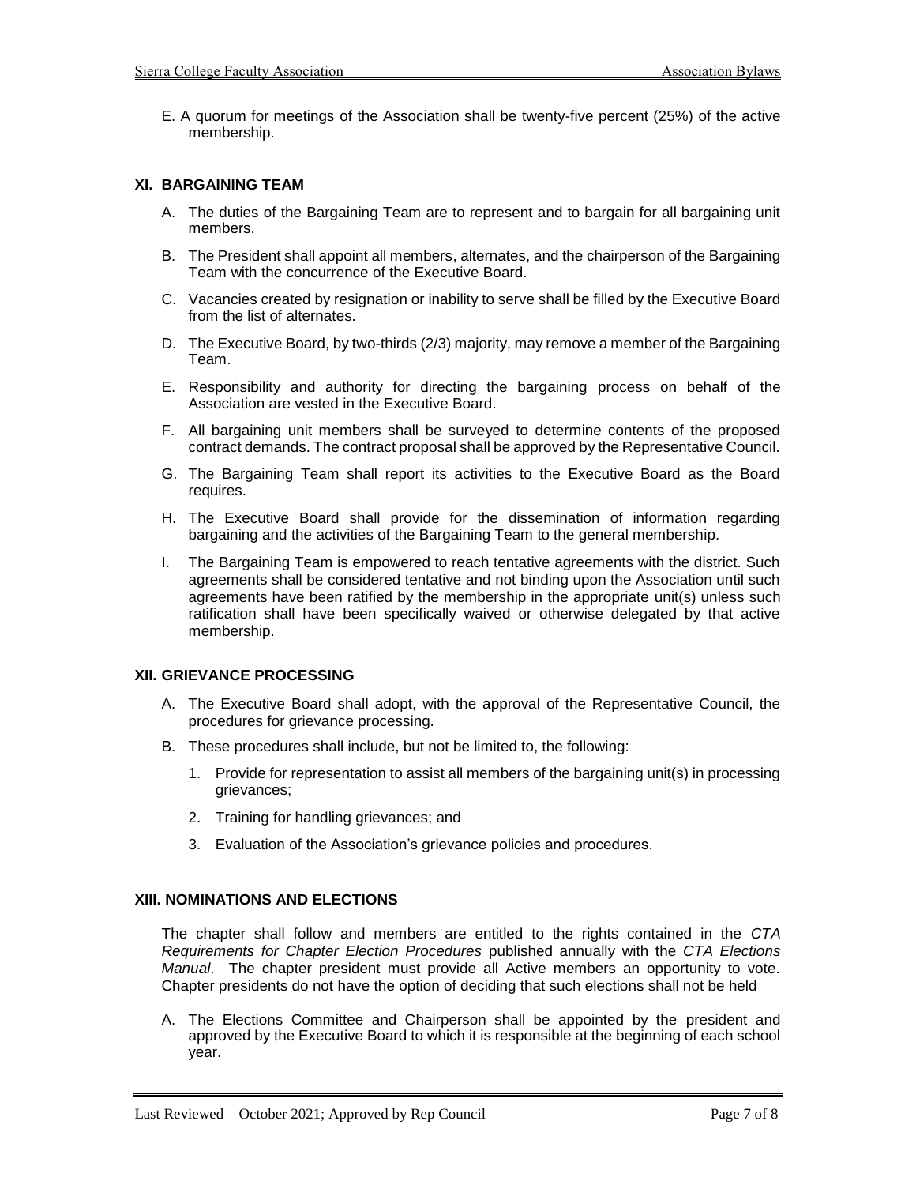E. A quorum for meetings of the Association shall be twenty-five percent (25%) of the active membership.

## XI. BARGAINING TEAM

A. The duties of the Bargaining Team are to represent and to bargain for all bargaining unit members.

B. The President shall appoint all members, alternates, and the chairperson of the Bargaining Team with the concurrence of the Executive Board.

C. Vacancies created by resignation or inability to serve shall be filled by the Executive Board from the list of alternates.

D. The Executive Board, by two-thirds (2/3) majority, may remove a member of the Bargaining Team.

E. Responsibility and authority for directing the bargaining process on behalf of the Association are vested in the Executive Board.

F. All bargaining unit members shall be surveyed to determine contents of the proposed contract demands. The contract proposal shall be approved by the Representative Council.

G. The Bargaining Team shall report its activities to the Executive Board as the Board requires.

H. The Executive Board shall provide for the dissemination of information regarding bargaining and the activities of the Bargaining Team to the general membership.

I. The Bargaining Team is empowered to reach tentative agreements with the district. Such agreements shall be considered tentative and not binding upon the Association until such agreements have been ratified by the membership in the appropriate unit(s) unless such ratification shall have been specifically waived or otherwise delegated by that active membership.

## XII. GRIEVANCE PROCESSING

A. The Executive Board shall adopt, with the approval of the Representative Council, the procedures for grievance processing.

B. These procedures shall include, but not be limited to, the following:

   1. Provide for representation to assist all members of the bargaining unit(s) in processing grievances;

   2. Training for handling grievances; and

   3. Evaluation of the Association's grievance policies and procedures.

## XIII. NOMINATIONS AND ELECTIONS

The chapter shall follow and members are entitled to the rights contained in the *CTA Requirements for Chapter Election Procedures* published annually with the *CTA Elections Manual*. The chapter president must provide all Active members an opportunity to vote. Chapter presidents do not have the option of deciding that such elections shall not be held

A. The Elections Committee and Chairperson shall be appointed by the president and approved by the Executive Board to which it is responsible at the beginning of each school year.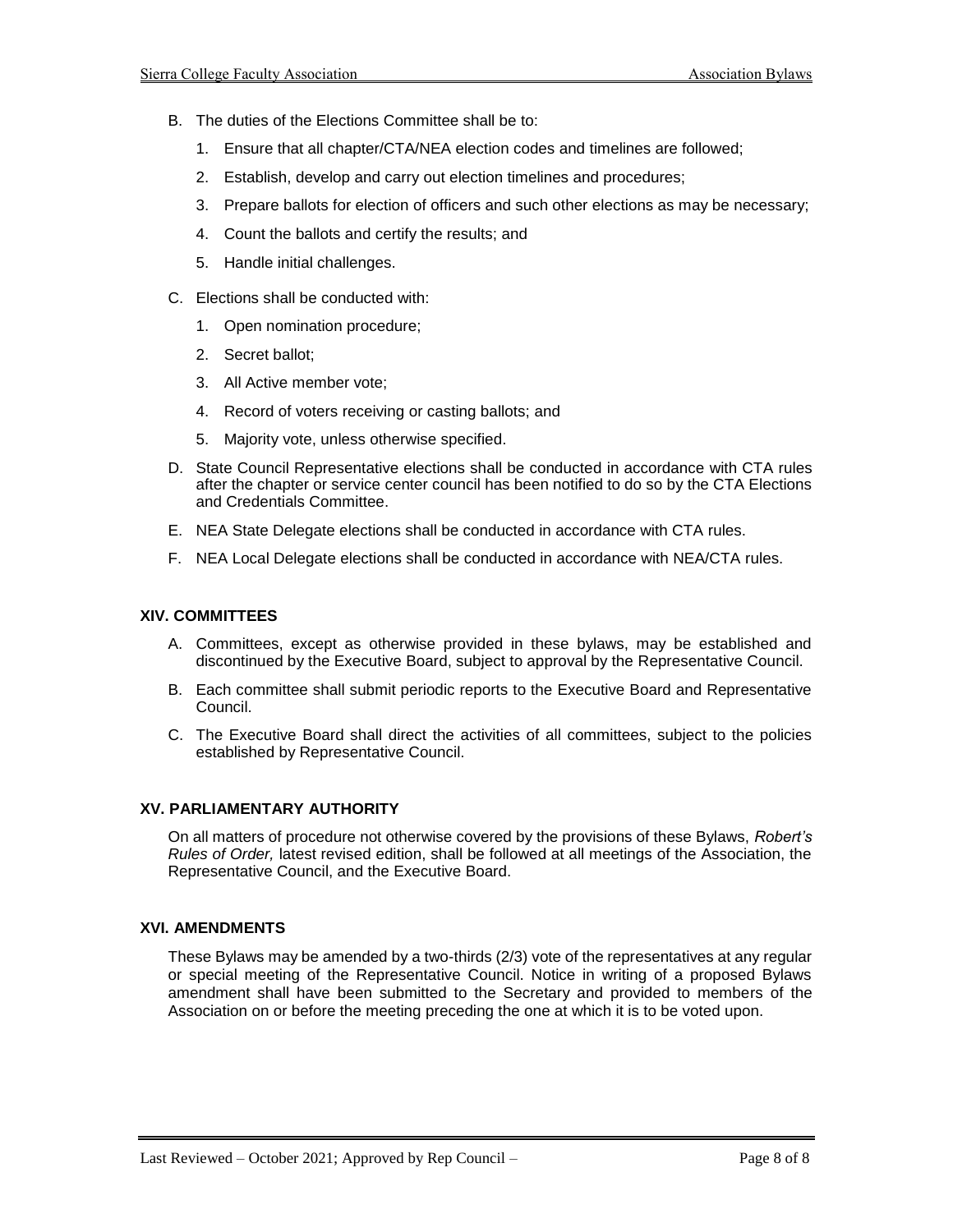B. The duties of the Elections Committee shall be to:

   1. Ensure that all chapter/CTA/NEA election codes and timelines are followed;
   2. Establish, develop and carry out election timelines and procedures;
   3. Prepare ballots for election of officers and such other elections as may be necessary;
   4. Count the ballots and certify the results; and
   5. Handle initial challenges.

C. Elections shall be conducted with:

   1. Open nomination procedure;
   2. Secret ballot;
   3. All Active member vote;
   4. Record of voters receiving or casting ballots; and
   5. Majority vote, unless otherwise specified.

D. State Council Representative elections shall be conducted in accordance with CTA rules after the chapter or service center council has been notified to do so by the CTA Elections and Credentials Committee.

E. NEA State Delegate elections shall be conducted in accordance with CTA rules.

F. NEA Local Delegate elections shall be conducted in accordance with NEA/CTA rules.

## XIV. COMMITTEES

A. Committees, except as otherwise provided in these bylaws, may be established and discontinued by the Executive Board, subject to approval by the Representative Council.

B. Each committee shall submit periodic reports to the Executive Board and Representative Council.

C. The Executive Board shall direct the activities of all committees, subject to the policies established by Representative Council.

## XV. PARLIAMENTARY AUTHORITY

On all matters of procedure not otherwise covered by the provisions of these Bylaws, *Robert's Rules of Order,* latest revised edition, shall be followed at all meetings of the Association, the Representative Council, and the Executive Board.

## XVI. AMENDMENTS

These Bylaws may be amended by a two-thirds (2/3) vote of the representatives at any regular or special meeting of the Representative Council. Notice in writing of a proposed Bylaws amendment shall have been submitted to the Secretary and provided to members of the Association on or before the meeting preceding the one at which it is to be voted upon.

Last Reviewed – October 2021; Approved by Rep Council –